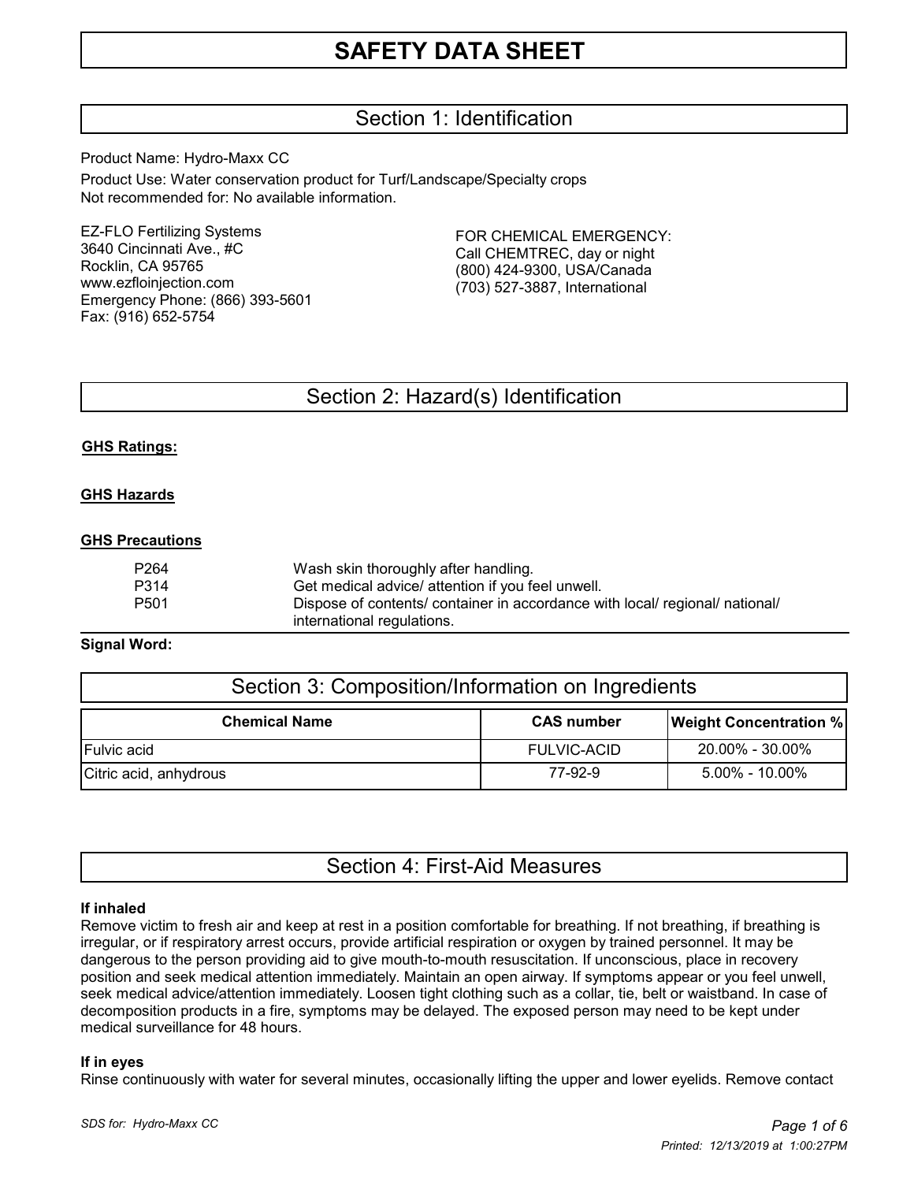# SAFETY DATA SHEET

## Section 1: Identification

Product Name: Hydro-Maxx CC

Product Use: Water conservation product for Turf/Landscape/Specialty crops
Not recommended for: No available information.

EZ-FLO Fertilizing Systems
3640 Cincinnati Ave., #C
Rocklin, CA 95765
www.ezfloinjection.com
Emergency Phone: (866) 393-5601
Fax: (916) 652-5754

FOR CHEMICAL EMERGENCY:
Call CHEMTREC, day or night
(800) 424-9300, USA/Canada
(703) 527-3887, International

## Section 2: Hazard(s) Identification

**GHS Ratings:**

**GHS Hazards**

**GHS Precautions**

| | |
|---|---|
| P264 | Wash skin thoroughly after handling. |
| P314 | Get medical advice/ attention if you feel unwell. |
| P501 | Dispose of contents/ container in accordance with local/ regional/ national/ international regulations. |

**Signal Word:**

## Section 3: Composition/Information on Ingredients

| Chemical Name | CAS number | Weight Concentration % |
|---|---|---|
| Fulvic acid | FULVIC-ACID | 20.00% - 30.00% |
| Citric acid, anhydrous | 77-92-9 | 5.00% - 10.00% |

## Section 4: First-Aid Measures

**If inhaled**

Remove victim to fresh air and keep at rest in a position comfortable for breathing. If not breathing, if breathing is irregular, or if respiratory arrest occurs, provide artificial respiration or oxygen by trained personnel. It may be dangerous to the person providing aid to give mouth-to-mouth resuscitation. If unconscious, place in recovery position and seek medical attention immediately. Maintain an open airway. If symptoms appear or you feel unwell, seek medical advice/attention immediately. Loosen tight clothing such as a collar, tie, belt or waistband. In case of decomposition products in a fire, symptoms may be delayed. The exposed person may need to be kept under medical surveillance for 48 hours.

**If in eyes**

Rinse continuously with water for several minutes, occasionally lifting the upper and lower eyelids. Remove contact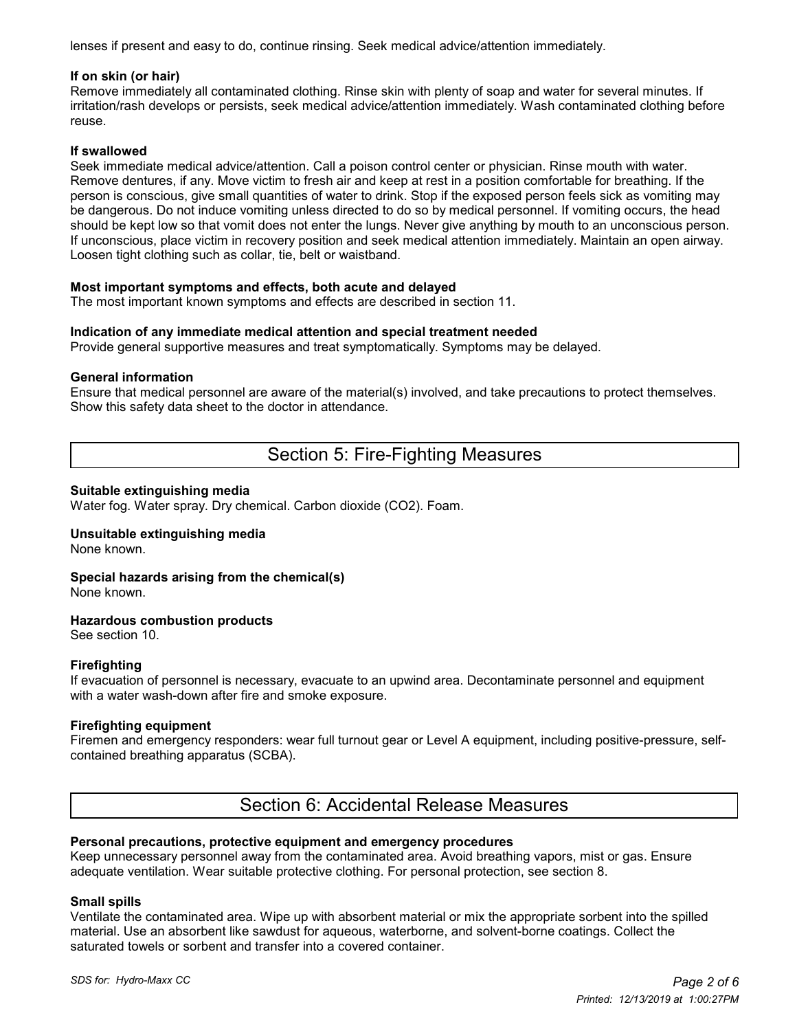lenses if present and easy to do, continue rinsing. Seek medical advice/attention immediately.

**If on skin (or hair)**
Remove immediately all contaminated clothing. Rinse skin with plenty of soap and water for several minutes. If irritation/rash develops or persists, seek medical advice/attention immediately. Wash contaminated clothing before reuse.

**If swallowed**
Seek immediate medical advice/attention. Call a poison control center or physician. Rinse mouth with water. Remove dentures, if any. Move victim to fresh air and keep at rest in a position comfortable for breathing. If the person is conscious, give small quantities of water to drink. Stop if the exposed person feels sick as vomiting may be dangerous. Do not induce vomiting unless directed to do so by medical personnel. If vomiting occurs, the head should be kept low so that vomit does not enter the lungs. Never give anything by mouth to an unconscious person. If unconscious, place victim in recovery position and seek medical attention immediately. Maintain an open airway. Loosen tight clothing such as collar, tie, belt or waistband.

**Most important symptoms and effects, both acute and delayed**
The most important known symptoms and effects are described in section 11.

**Indication of any immediate medical attention and special treatment needed**
Provide general supportive measures and treat symptomatically. Symptoms may be delayed.

**General information**
Ensure that medical personnel are aware of the material(s) involved, and take precautions to protect themselves. Show this safety data sheet to the doctor in attendance.

## Section 5: Fire-Fighting Measures

**Suitable extinguishing media**
Water fog. Water spray. Dry chemical. Carbon dioxide ($CO_2$). Foam.

**Unsuitable extinguishing media**
None known.

**Special hazards arising from the chemical(s)**
None known.

**Hazardous combustion products**
See section 10.

**Firefighting**
If evacuation of personnel is necessary, evacuate to an upwind area. Decontaminate personnel and equipment with a water wash-down after fire and smoke exposure.

**Firefighting equipment**
Firemen and emergency responders: wear full turnout gear or Level A equipment, including positive-pressure, self-contained breathing apparatus (SCBA).

## Section 6: Accidental Release Measures

**Personal precautions, protective equipment and emergency procedures**
Keep unnecessary personnel away from the contaminated area. Avoid breathing vapors, mist or gas. Ensure adequate ventilation. Wear suitable protective clothing. For personal protection, see section 8.

**Small spills**
Ventilate the contaminated area. Wipe up with absorbent material or mix the appropriate sorbent into the spilled material. Use an absorbent like sawdust for aqueous, waterborne, and solvent-borne coatings. Collect the saturated towels or sorbent and transfer into a covered container.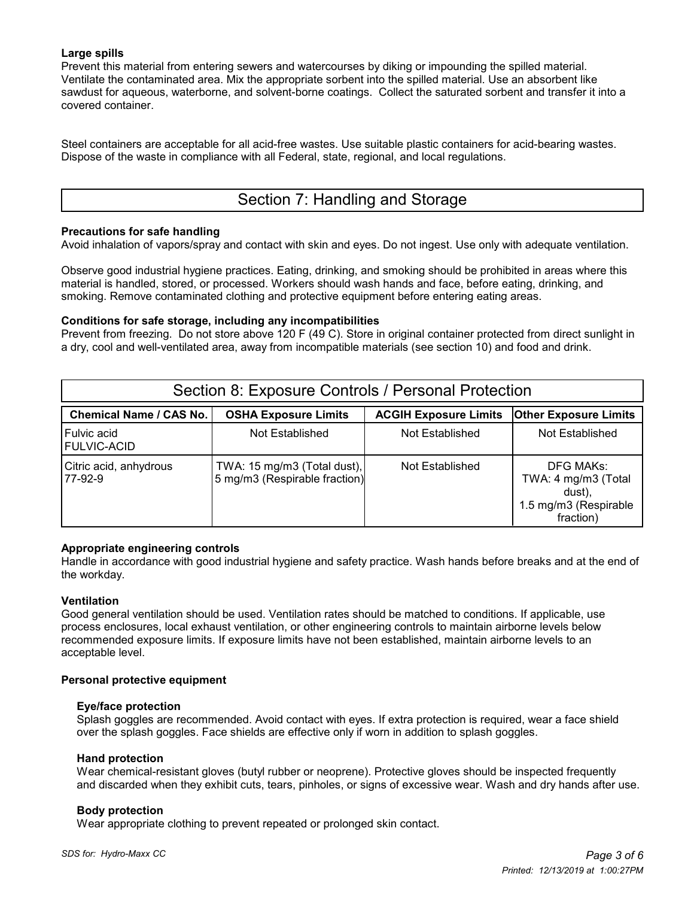**Large spills**

Prevent this material from entering sewers and watercourses by diking or impounding the spilled material. Ventilate the contaminated area. Mix the appropriate sorbent into the spilled material. Use an absorbent like sawdust for aqueous, waterborne, and solvent-borne coatings. Collect the saturated sorbent and transfer it into a covered container.

Steel containers are acceptable for all acid-free wastes. Use suitable plastic containers for acid-bearing wastes. Dispose of the waste in compliance with all Federal, state, regional, and local regulations.

## Section 7: Handling and Storage

**Precautions for safe handling**

Avoid inhalation of vapors/spray and contact with skin and eyes. Do not ingest. Use only with adequate ventilation.

Observe good industrial hygiene practices. Eating, drinking, and smoking should be prohibited in areas where this material is handled, stored, or processed. Workers should wash hands and face, before eating, drinking, and smoking. Remove contaminated clothing and protective equipment before entering eating areas.

**Conditions for safe storage, including any incompatibilities**

Prevent from freezing. Do not store above 120 F (49 C). Store in original container protected from direct sunlight in a dry, cool and well-ventilated area, away from incompatible materials (see section 10) and food and drink.

## Section 8: Exposure Controls / Personal Protection

| Chemical Name / CAS No. | OSHA Exposure Limits | ACGIH Exposure Limits | Other Exposure Limits |
|---|---|---|---|
| Fulvic acid<br>FULVIC-ACID | Not Established | Not Established | Not Established |
| Citric acid, anhydrous<br>77-92-9 | TWA: 15 mg/m3 (Total dust),<br>5 mg/m3 (Respirable fraction) | Not Established | DFG MAKs:<br>TWA: 4 mg/m3 (Total dust),<br>1.5 mg/m3 (Respirable fraction) |

**Appropriate engineering controls**

Handle in accordance with good industrial hygiene and safety practice. Wash hands before breaks and at the end of the workday.

**Ventilation**

Good general ventilation should be used. Ventilation rates should be matched to conditions. If applicable, use process enclosures, local exhaust ventilation, or other engineering controls to maintain airborne levels below recommended exposure limits. If exposure limits have not been established, maintain airborne levels to an acceptable level.

**Personal protective equipment**

**Eye/face protection**

Splash goggles are recommended. Avoid contact with eyes. If extra protection is required, wear a face shield over the splash goggles. Face shields are effective only if worn in addition to splash goggles.

**Hand protection**

Wear chemical-resistant gloves (butyl rubber or neoprene). Protective gloves should be inspected frequently and discarded when they exhibit cuts, tears, pinholes, or signs of excessive wear. Wash and dry hands after use.

**Body protection**

Wear appropriate clothing to prevent repeated or prolonged skin contact.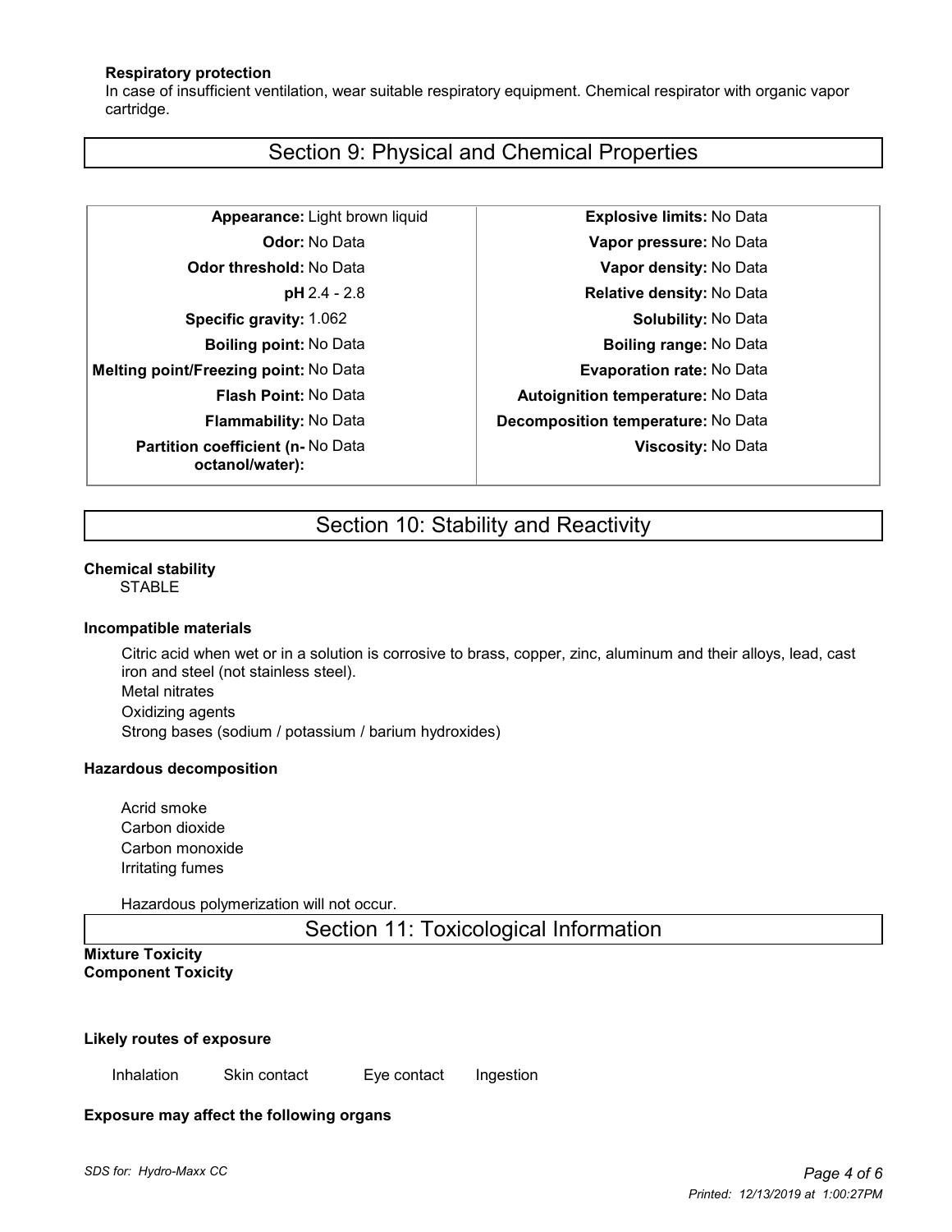**Respiratory protection**

In case of insufficient ventilation, wear suitable respiratory equipment. Chemical respirator with organic vapor cartridge.

## Section 9: Physical and Chemical Properties

| | | | |
|---|---|---|---|
| **Appearance:** | Light brown liquid | **Explosive limits:** | No Data |
| **Odor:** | No Data | **Vapor pressure:** | No Data |
| **Odor threshold:** | No Data | **Vapor density:** | No Data |
| **pH** | 2.4 - 2.8 | **Relative density:** | No Data |
| **Specific gravity:** | 1.062 | **Solubility:** | No Data |
| **Boiling point:** | No Data | **Boiling range:** | No Data |
| **Melting point/Freezing point:** | No Data | **Evaporation rate:** | No Data |
| **Flash Point:** | No Data | **Autoignition temperature:** | No Data |
| **Flammability:** | No Data | **Decomposition temperature:** | No Data |
| **Partition coefficient (n-octanol/water):** | No Data | **Viscosity:** | No Data |

## Section 10: Stability and Reactivity

**Chemical stability**

STABLE

**Incompatible materials**

Citric acid when wet or in a solution is corrosive to brass, copper, zinc, aluminum and their alloys, lead, cast iron and steel (not stainless steel).
Metal nitrates
Oxidizing agents
Strong bases (sodium / potassium / barium hydroxides)

**Hazardous decomposition**

Acrid smoke
Carbon dioxide
Carbon monoxide
Irritating fumes

Hazardous polymerization will not occur.

## Section 11: Toxicological Information

**Mixture Toxicity**
**Component Toxicity**

**Likely routes of exposure**

Inhalation Skin contact Eye contact Ingestion

**Exposure may affect the following organs**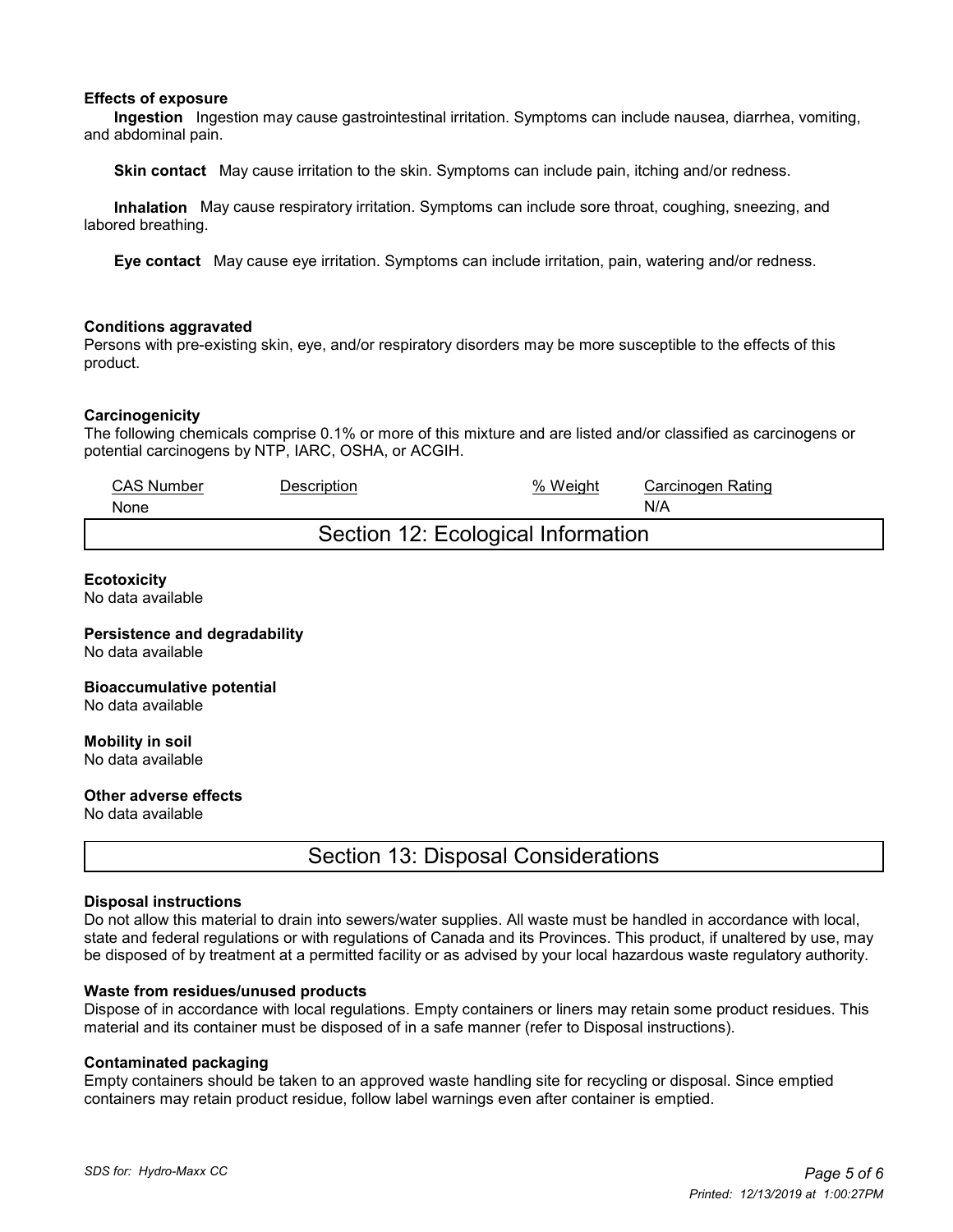**Effects of exposure**

**Ingestion** Ingestion may cause gastrointestinal irritation. Symptoms can include nausea, diarrhea, vomiting, and abdominal pain.

**Skin contact** May cause irritation to the skin. Symptoms can include pain, itching and/or redness.

**Inhalation** May cause respiratory irritation. Symptoms can include sore throat, coughing, sneezing, and labored breathing.

**Eye contact** May cause eye irritation. Symptoms can include irritation, pain, watering and/or redness.

**Conditions aggravated**

Persons with pre-existing skin, eye, and/or respiratory disorders may be more susceptible to the effects of this product.

**Carcinogenicity**

The following chemicals comprise 0.1% or more of this mixture and are listed and/or classified as carcinogens or potential carcinogens by NTP, IARC, OSHA, or ACGIH.

| CAS Number | Description | % Weight | Carcinogen Rating |
|---|---|---|---|
| None | | | N/A |

## Section 12: Ecological Information

**Ecotoxicity**

No data available

**Persistence and degradability**

No data available

**Bioaccumulative potential**

No data available

**Mobility in soil**

No data available

**Other adverse effects**

No data available

## Section 13: Disposal Considerations

**Disposal instructions**

Do not allow this material to drain into sewers/water supplies. All waste must be handled in accordance with local, state and federal regulations or with regulations of Canada and its Provinces. This product, if unaltered by use, may be disposed of by treatment at a permitted facility or as advised by your local hazardous waste regulatory authority.

**Waste from residues/unused products**

Dispose of in accordance with local regulations. Empty containers or liners may retain some product residues. This material and its container must be disposed of in a safe manner (refer to Disposal instructions).

**Contaminated packaging**

Empty containers should be taken to an approved waste handling site for recycling or disposal. Since emptied containers may retain product residue, follow label warnings even after container is emptied.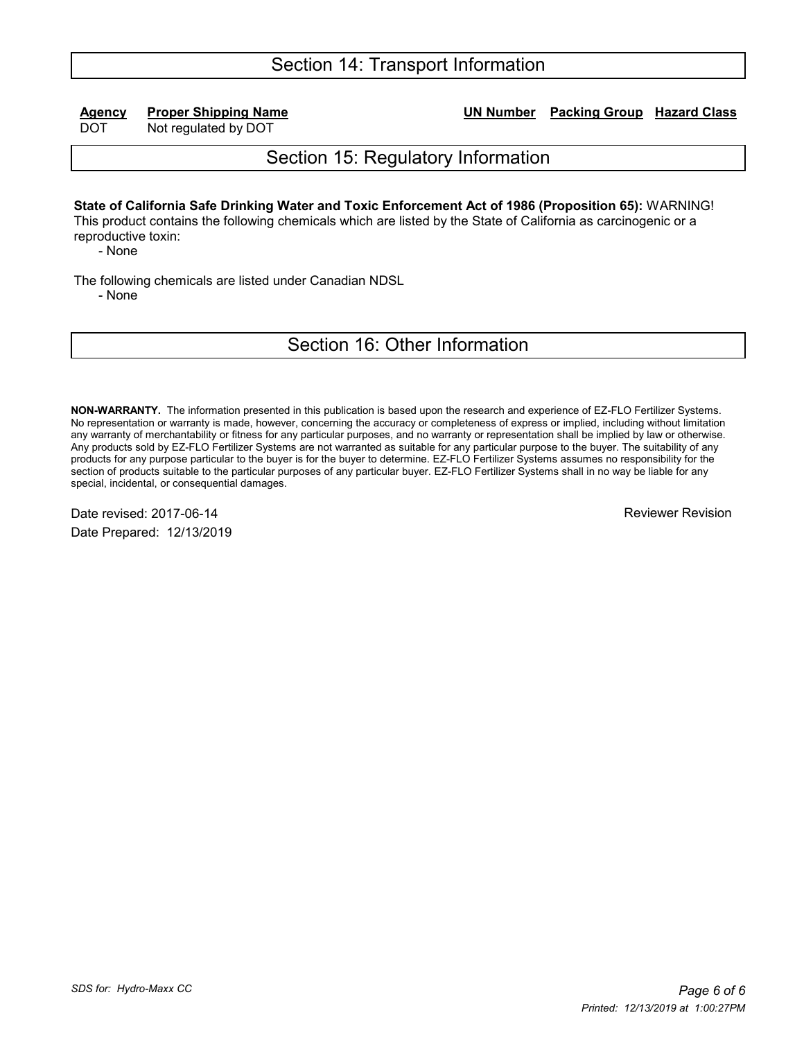## Section 14: Transport Information

| Agency | Proper Shipping Name | UN Number | Packing Group | Hazard Class |
|---|---|---|---|---|
| DOT | Not regulated by DOT | | | |

## Section 15: Regulatory Information

**State of California Safe Drinking Water and Toxic Enforcement Act of 1986 (Proposition 65):** WARNING! This product contains the following chemicals which are listed by the State of California as carcinogenic or a reproductive toxin:

- None

The following chemicals are listed under Canadian NDSL

- None

## Section 16: Other Information

**NON-WARRANTY.** The information presented in this publication is based upon the research and experience of EZ-FLO Fertilizer Systems. No representation or warranty is made, however, concerning the accuracy or completeness of express or implied, including without limitation any warranty of merchantability or fitness for any particular purposes, and no warranty or representation shall be implied by law or otherwise. Any products sold by EZ-FLO Fertilizer Systems are not warranted as suitable for any particular purpose to the buyer. The suitability of any products for any purpose particular to the buyer is for the buyer to determine. EZ-FLO Fertilizer Systems assumes no responsibility for the section of products suitable to the particular purposes of any particular buyer. EZ-FLO Fertilizer Systems shall in no way be liable for any special, incidental, or consequential damages.

Date revised: 2017-06-14

Reviewer Revision

Date Prepared: 12/13/2019